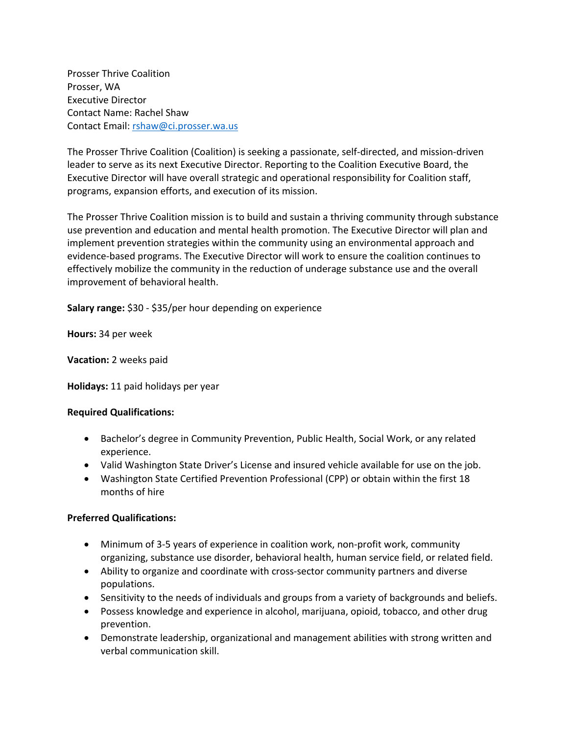Prosser Thrive Coalition
Prosser, WA
Executive Director
Contact Name: Rachel Shaw
Contact Email: [rshaw@ci.prosser.wa.us](mailto:rshaw@ci.prosser.wa.us)

The Prosser Thrive Coalition (Coalition) is seeking a passionate, self-directed, and mission-driven leader to serve as its next Executive Director. Reporting to the Coalition Executive Board, the Executive Director will have overall strategic and operational responsibility for Coalition staff, programs, expansion efforts, and execution of its mission.

The Prosser Thrive Coalition mission is to build and sustain a thriving community through substance use prevention and education and mental health promotion. The Executive Director will plan and implement prevention strategies within the community using an environmental approach and evidence-based programs. The Executive Director will work to ensure the coalition continues to effectively mobilize the community in the reduction of underage substance use and the overall improvement of behavioral health.

**Salary range:** $30 - $35/per hour depending on experience

**Hours:** 34 per week

**Vacation:** 2 weeks paid

**Holidays:** 11 paid holidays per year

**Required Qualifications:**

- Bachelor's degree in Community Prevention, Public Health, Social Work, or any related experience.
- Valid Washington State Driver's License and insured vehicle available for use on the job.
- Washington State Certified Prevention Professional (CPP) or obtain within the first 18 months of hire

**Preferred Qualifications:**

- Minimum of 3-5 years of experience in coalition work, non-profit work, community organizing, substance use disorder, behavioral health, human service field, or related field.
- Ability to organize and coordinate with cross-sector community partners and diverse populations.
- Sensitivity to the needs of individuals and groups from a variety of backgrounds and beliefs.
- Possess knowledge and experience in alcohol, marijuana, opioid, tobacco, and other drug prevention.
- Demonstrate leadership, organizational and management abilities with strong written and verbal communication skill.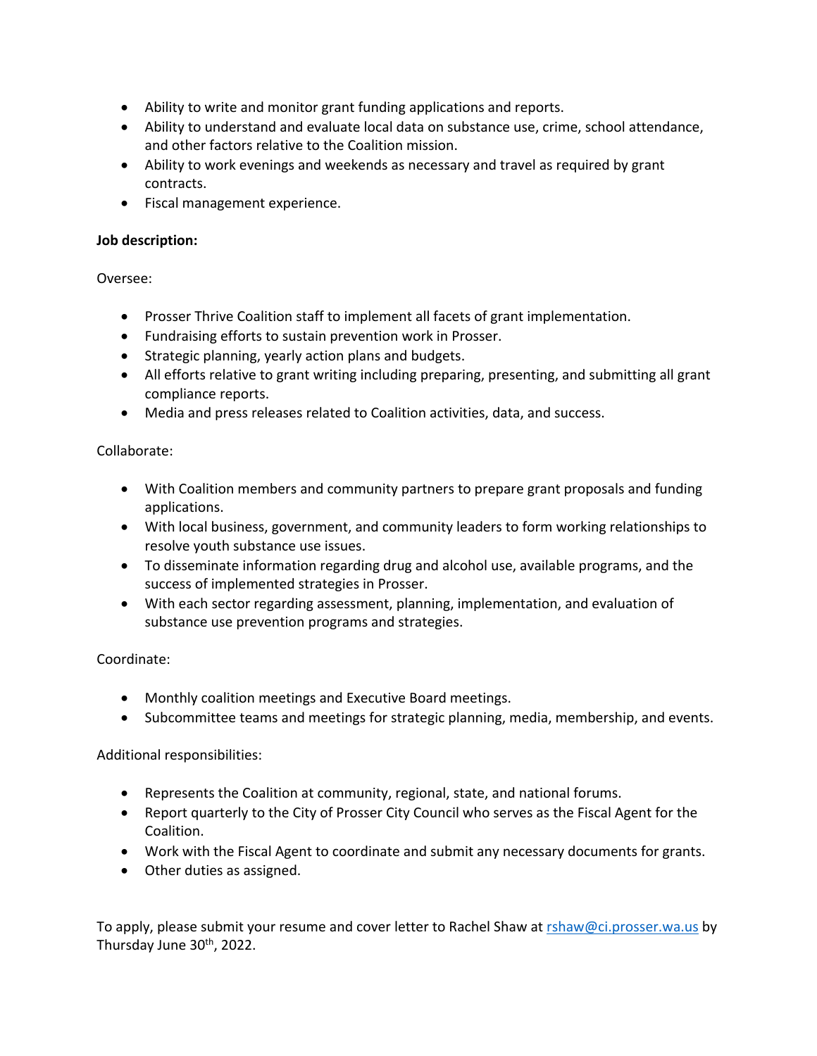- Ability to write and monitor grant funding applications and reports.
- Ability to understand and evaluate local data on substance use, crime, school attendance, and other factors relative to the Coalition mission.
- Ability to work evenings and weekends as necessary and travel as required by grant contracts.
- Fiscal management experience.

**Job description:**

Oversee:

- Prosser Thrive Coalition staff to implement all facets of grant implementation.
- Fundraising efforts to sustain prevention work in Prosser.
- Strategic planning, yearly action plans and budgets.
- All efforts relative to grant writing including preparing, presenting, and submitting all grant compliance reports.
- Media and press releases related to Coalition activities, data, and success.

Collaborate:

- With Coalition members and community partners to prepare grant proposals and funding applications.
- With local business, government, and community leaders to form working relationships to resolve youth substance use issues.
- To disseminate information regarding drug and alcohol use, available programs, and the success of implemented strategies in Prosser.
- With each sector regarding assessment, planning, implementation, and evaluation of substance use prevention programs and strategies.

Coordinate:

- Monthly coalition meetings and Executive Board meetings.
- Subcommittee teams and meetings for strategic planning, media, membership, and events.

Additional responsibilities:

- Represents the Coalition at community, regional, state, and national forums.
- Report quarterly to the City of Prosser City Council who serves as the Fiscal Agent for the Coalition.
- Work with the Fiscal Agent to coordinate and submit any necessary documents for grants.
- Other duties as assigned.

To apply, please submit your resume and cover letter to Rachel Shaw at rshaw@ci.prosser.wa.us by Thursday June 30th, 2022.